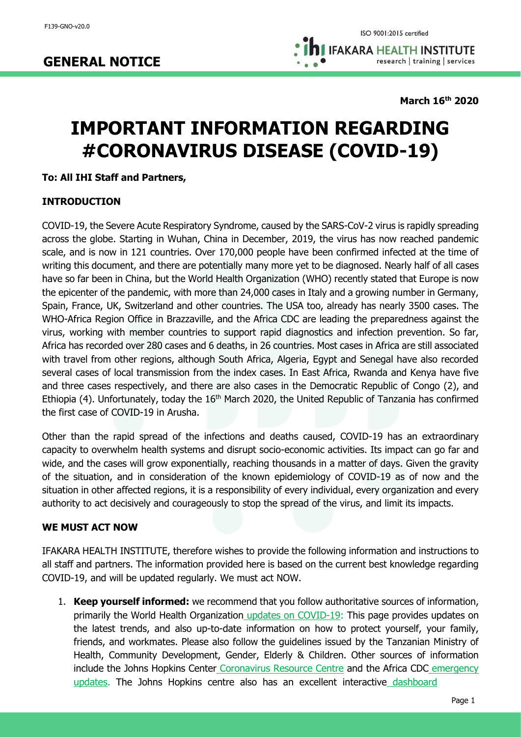F139-GNO-v20.0

# GENERAL NOTICE

**March 16th 2020**

# IMPORTANT INFORMATION REGARDING #CORONAVIRUS DISEASE (COVID-19)

**To: All IHI Staff and Partners,**

## INTRODUCTION

COVID-19, the Severe Acute Respiratory Syndrome, caused by the SARS-CoV-2 virus is rapidly spreading across the globe. Starting in Wuhan, China in December, 2019, the virus has now reached pandemic scale, and is now in 121 countries. Over 170,000 people have been confirmed infected at the time of writing this document, and there are potentially many more yet to be diagnosed. Nearly half of all cases have so far been in China, but the World Health Organization (WHO) recently stated that Europe is now the epicenter of the pandemic, with more than 24,000 cases in Italy and a growing number in Germany, Spain, France, UK, Switzerland and other countries. The USA too, already has nearly 3500 cases. The WHO-Africa Region Office in Brazzaville, and the Africa CDC are leading the preparedness against the virus, working with member countries to support rapid diagnostics and infection prevention. So far, Africa has recorded over 280 cases and 6 deaths, in 26 countries. Most cases in Africa are still associated with travel from other regions, although South Africa, Algeria, Egypt and Senegal have also recorded several cases of local transmission from the index cases. In East Africa, Rwanda and Kenya have five and three cases respectively, and there are also cases in the Democratic Republic of Congo (2), and Ethiopia (4). Unfortunately, today the 16th March 2020, the United Republic of Tanzania has confirmed the first case of COVID-19 in Arusha.

Other than the rapid spread of the infections and deaths caused, COVID-19 has an extraordinary capacity to overwhelm health systems and disrupt socio-economic activities. Its impact can go far and wide, and the cases will grow exponentially, reaching thousands in a matter of days. Given the gravity of the situation, and in consideration of the known epidemiology of COVID-19 as of now and the situation in other affected regions, it is a responsibility of every individual, every organization and every authority to act decisively and courageously to stop the spread of the virus, and limit its impacts.

## WE MUST ACT NOW

IFAKARA HEALTH INSTITUTE, therefore wishes to provide the following information and instructions to all staff and partners. The information provided here is based on the current best knowledge regarding COVID-19, and will be updated regularly. We must act NOW.

1. **Keep yourself informed:** we recommend that you follow authoritative sources of information, primarily the World Health Organization updates on COVID-19: This page provides updates on the latest trends, and also up-to-date information on how to protect yourself, your family, friends, and workmates. Please also follow the guidelines issued by the Tanzanian Ministry of Health, Community Development, Gender, Elderly & Children. Other sources of information include the Johns Hopkins Center Coronavirus Resource Centre and the Africa CDC emergency updates. The Johns Hopkins centre also has an excellent interactive dashboard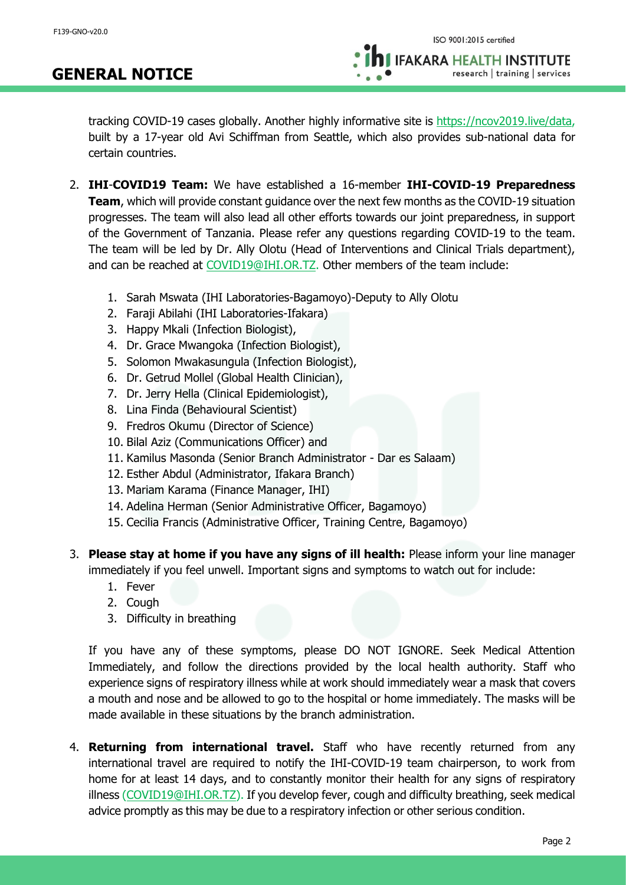tracking COVID-19 cases globally. Another highly informative site is https://ncov2019.live/data, built by a 17-year old Avi Schiffman from Seattle, which also provides sub-national data for certain countries.

2. **IHI-COVID19 Team:** We have established a 16-member **IHI-COVID-19 Preparedness Team**, which will provide constant guidance over the next few months as the COVID-19 situation progresses. The team will also lead all other efforts towards our joint preparedness, in support of the Government of Tanzania. Please refer any questions regarding COVID-19 to the team. The team will be led by Dr. Ally Olotu (Head of Interventions and Clinical Trials department), and can be reached at COVID19@IHI.OR.TZ. Other members of the team include:

    1. Sarah Mswata (IHI Laboratories-Bagamoyo)-Deputy to Ally Olotu
    2. Faraji Abilahi (IHI Laboratories-Ifakara)
    3. Happy Mkali (Infection Biologist),
    4. Dr. Grace Mwangoka (Infection Biologist),
    5. Solomon Mwakasungula (Infection Biologist),
    6. Dr. Getrud Mollel (Global Health Clinician),
    7. Dr. Jerry Hella (Clinical Epidemiologist),
    8. Lina Finda (Behavioural Scientist)
    9. Fredros Okumu (Director of Science)
    10. Bilal Aziz (Communications Officer) and
    11. Kamilus Masonda (Senior Branch Administrator - Dar es Salaam)
    12. Esther Abdul (Administrator, Ifakara Branch)
    13. Mariam Karama (Finance Manager, IHI)
    14. Adelina Herman (Senior Administrative Officer, Bagamoyo)
    15. Cecilia Francis (Administrative Officer, Training Centre, Bagamoyo)

3. **Please stay at home if you have any signs of ill health:** Please inform your line manager immediately if you feel unwell. Important signs and symptoms to watch out for include:

    1. Fever
    2. Cough
    3. Difficulty in breathing

    If you have any of these symptoms, please DO NOT IGNORE. Seek Medical Attention Immediately, and follow the directions provided by the local health authority. Staff who experience signs of respiratory illness while at work should immediately wear a mask that covers a mouth and nose and be allowed to go to the hospital or home immediately. The masks will be made available in these situations by the branch administration.

4. **Returning from international travel.** Staff who have recently returned from any international travel are required to notify the IHI-COVID-19 team chairperson, to work from home for at least 14 days, and to constantly monitor their health for any signs of respiratory illness (COVID19@IHI.OR.TZ). If you develop fever, cough and difficulty breathing, seek medical advice promptly as this may be due to a respiratory infection or other serious condition.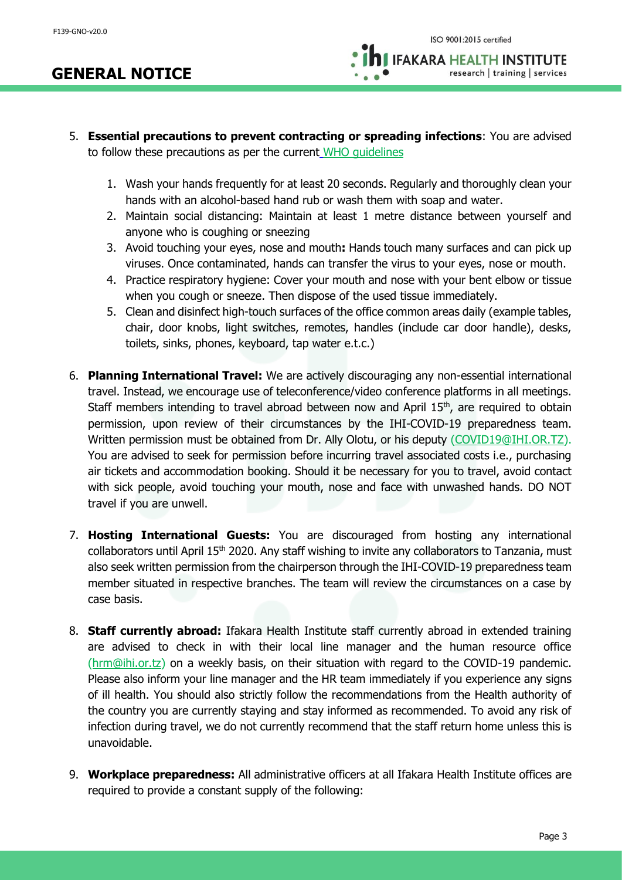5. **Essential precautions to prevent contracting or spreading infections**: You are advised to follow these precautions as per the current WHO guidelines

    1. Wash your hands frequently for at least 20 seconds. Regularly and thoroughly clean your hands with an alcohol-based hand rub or wash them with soap and water.
    2. Maintain social distancing: Maintain at least 1 metre distance between yourself and anyone who is coughing or sneezing
    3. Avoid touching your eyes, nose and mouth**:** Hands touch many surfaces and can pick up viruses. Once contaminated, hands can transfer the virus to your eyes, nose or mouth.
    4. Practice respiratory hygiene: Cover your mouth and nose with your bent elbow or tissue when you cough or sneeze. Then dispose of the used tissue immediately.
    5. Clean and disinfect high-touch surfaces of the office common areas daily (example tables, chair, door knobs, light switches, remotes, handles (include car door handle), desks, toilets, sinks, phones, keyboard, tap water e.t.c.)

6. **Planning International Travel:** We are actively discouraging any non-essential international travel. Instead, we encourage use of teleconference/video conference platforms in all meetings. Staff members intending to travel abroad between now and April 15th, are required to obtain permission, upon review of their circumstances by the IHI-COVID-19 preparedness team. Written permission must be obtained from Dr. Ally Olotu, or his deputy (COVID19@IHI.OR.TZ). You are advised to seek for permission before incurring travel associated costs i.e., purchasing air tickets and accommodation booking. Should it be necessary for you to travel, avoid contact with sick people, avoid touching your mouth, nose and face with unwashed hands. DO NOT travel if you are unwell.

7. **Hosting International Guests:** You are discouraged from hosting any international collaborators until April 15th 2020. Any staff wishing to invite any collaborators to Tanzania, must also seek written permission from the chairperson through the IHI-COVID-19 preparedness team member situated in respective branches. The team will review the circumstances on a case by case basis.

8. **Staff currently abroad:** Ifakara Health Institute staff currently abroad in extended training are advised to check in with their local line manager and the human resource office (hrm@ihi.or.tz) on a weekly basis, on their situation with regard to the COVID-19 pandemic. Please also inform your line manager and the HR team immediately if you experience any signs of ill health. You should also strictly follow the recommendations from the Health authority of the country you are currently staying and stay informed as recommended. To avoid any risk of infection during travel, we do not currently recommend that the staff return home unless this is unavoidable.

9. **Workplace preparedness:** All administrative officers at all Ifakara Health Institute offices are required to provide a constant supply of the following: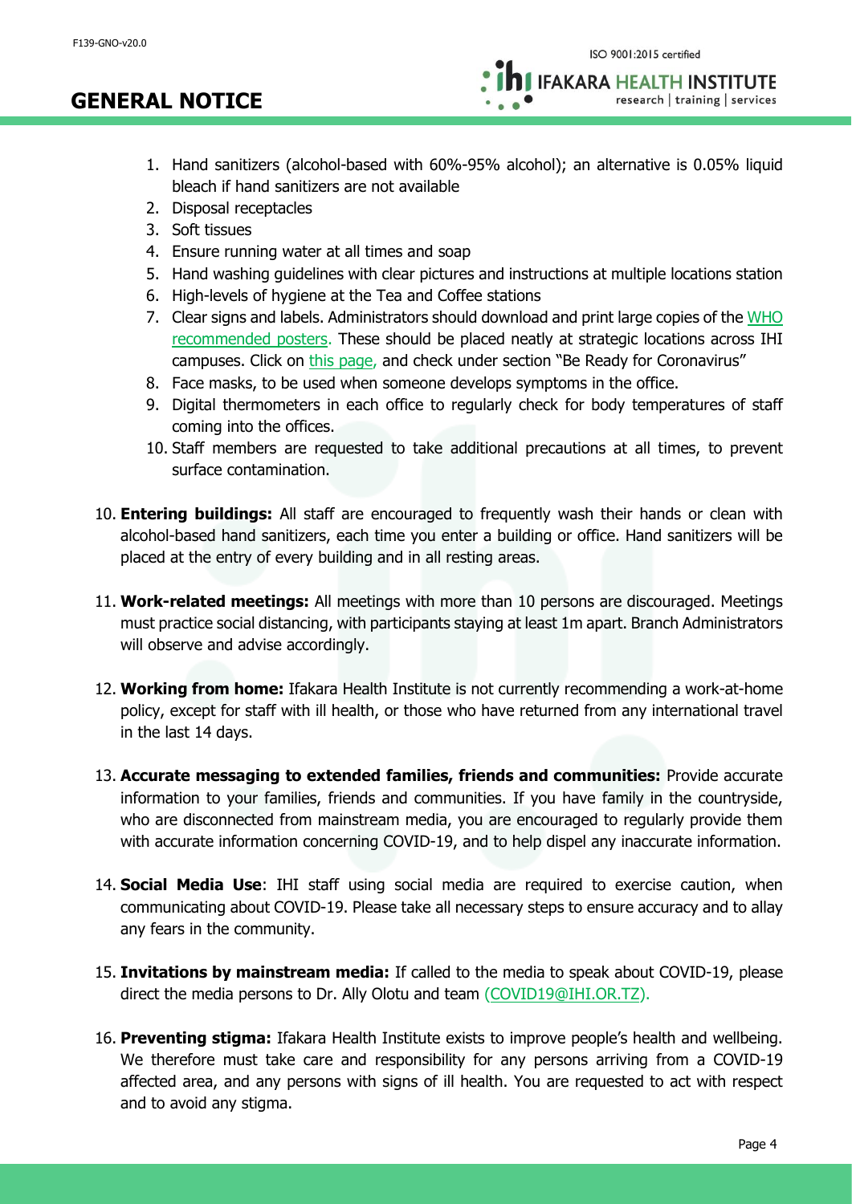1. Hand sanitizers (alcohol-based with 60%-95% alcohol); an alternative is 0.05% liquid bleach if hand sanitizers are not available
2. Disposal receptacles
3. Soft tissues
4. Ensure running water at all times and soap
5. Hand washing guidelines with clear pictures and instructions at multiple locations station
6. High-levels of hygiene at the Tea and Coffee stations
7. Clear signs and labels. Administrators should download and print large copies of the WHO recommended posters. These should be placed neatly at strategic locations across IHI campuses. Click on this page, and check under section "Be Ready for Coronavirus"
8. Face masks, to be used when someone develops symptoms in the office.
9. Digital thermometers in each office to regularly check for body temperatures of staff coming into the offices.
10. Staff members are requested to take additional precautions at all times, to prevent surface contamination.

10. **Entering buildings:** All staff are encouraged to frequently wash their hands or clean with alcohol-based hand sanitizers, each time you enter a building or office. Hand sanitizers will be placed at the entry of every building and in all resting areas.

11. **Work-related meetings:** All meetings with more than 10 persons are discouraged. Meetings must practice social distancing, with participants staying at least 1m apart. Branch Administrators will observe and advise accordingly.

12. **Working from home:** Ifakara Health Institute is not currently recommending a work-at-home policy, except for staff with ill health, or those who have returned from any international travel in the last 14 days.

13. **Accurate messaging to extended families, friends and communities:** Provide accurate information to your families, friends and communities. If you have family in the countryside, who are disconnected from mainstream media, you are encouraged to regularly provide them with accurate information concerning COVID-19, and to help dispel any inaccurate information.

14. **Social Media Use**: IHI staff using social media are required to exercise caution, when communicating about COVID-19. Please take all necessary steps to ensure accuracy and to allay any fears in the community.

15. **Invitations by mainstream media:** If called to the media to speak about COVID-19, please direct the media persons to Dr. Ally Olotu and team (COVID19@IHI.OR.TZ).

16. **Preventing stigma:** Ifakara Health Institute exists to improve people's health and wellbeing. We therefore must take care and responsibility for any persons arriving from a COVID-19 affected area, and any persons with signs of ill health. You are requested to act with respect and to avoid any stigma.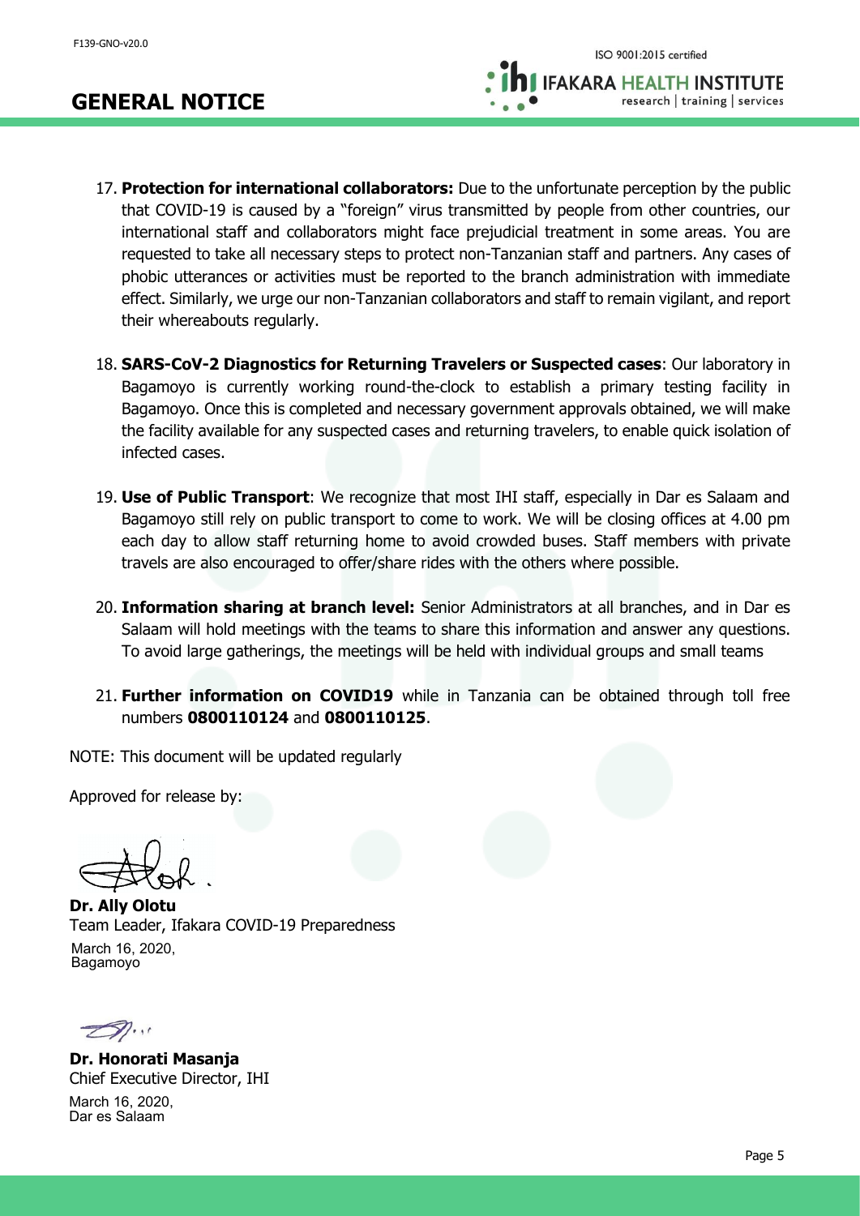17. **Protection for international collaborators:** Due to the unfortunate perception by the public that COVID-19 is caused by a "foreign" virus transmitted by people from other countries, our international staff and collaborators might face prejudicial treatment in some areas. You are requested to take all necessary steps to protect non-Tanzanian staff and partners. Any cases of phobic utterances or activities must be reported to the branch administration with immediate effect. Similarly, we urge our non-Tanzanian collaborators and staff to remain vigilant, and report their whereabouts regularly.

18. **SARS-CoV-2 Diagnostics for Returning Travelers or Suspected cases**: Our laboratory in Bagamoyo is currently working round-the-clock to establish a primary testing facility in Bagamoyo. Once this is completed and necessary government approvals obtained, we will make the facility available for any suspected cases and returning travelers, to enable quick isolation of infected cases.

19. **Use of Public Transport**: We recognize that most IHI staff, especially in Dar es Salaam and Bagamoyo still rely on public transport to come to work. We will be closing offices at 4.00 pm each day to allow staff returning home to avoid crowded buses. Staff members with private travels are also encouraged to offer/share rides with the others where possible.

20. **Information sharing at branch level:** Senior Administrators at all branches, and in Dar es Salaam will hold meetings with the teams to share this information and answer any questions. To avoid large gatherings, the meetings will be held with individual groups and small teams

21. **Further information on COVID19** while in Tanzania can be obtained through toll free numbers **0800110124** and **0800110125**.

NOTE: This document will be updated regularly

Approved for release by:

**Dr. Ally Olotu**
Team Leader, Ifakara COVID-19 Preparedness
March 16, 2020,
Bagamoyo

**Dr. Honorati Masanja**
Chief Executive Director, IHI
March 16, 2020,
Dar es Salaam